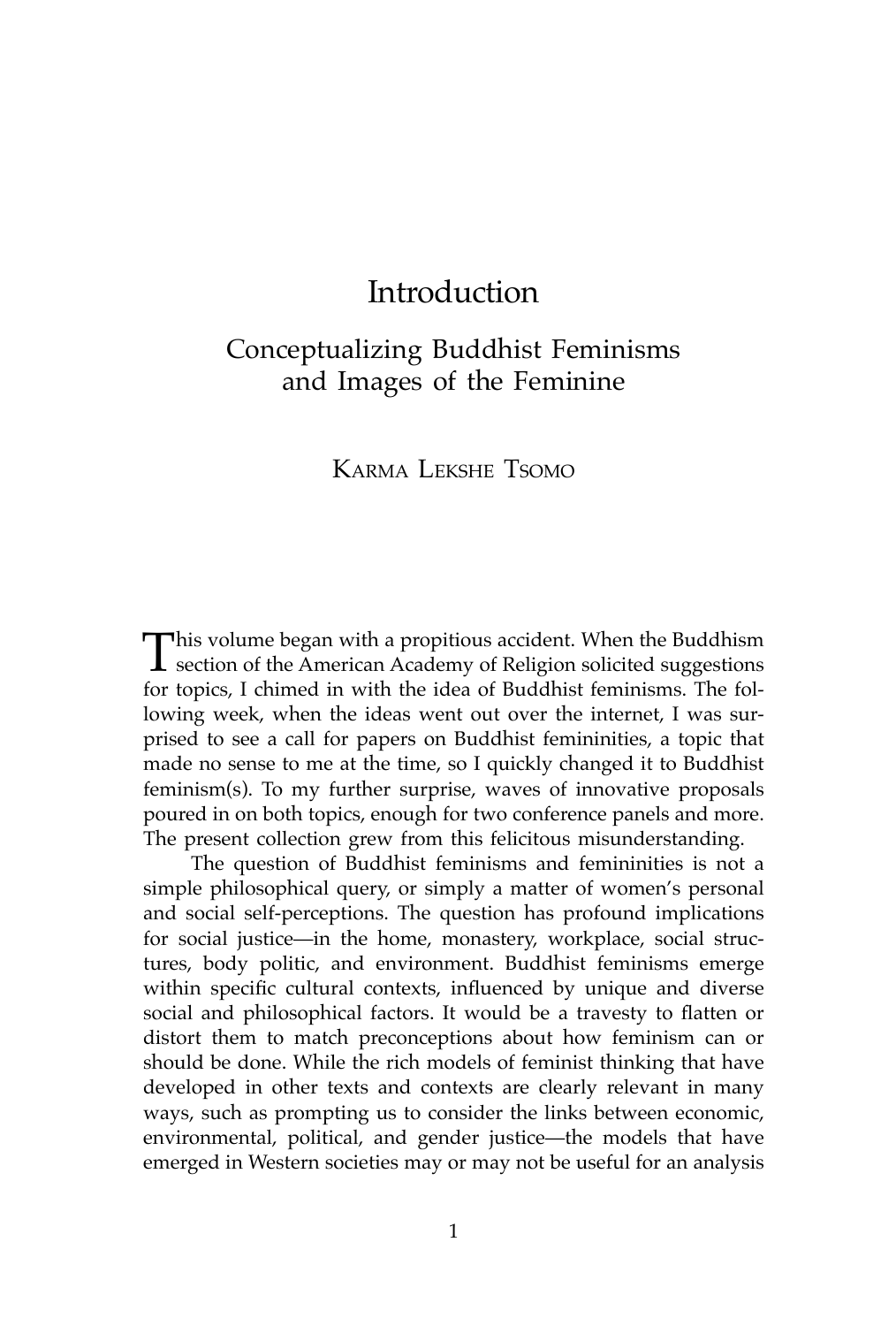# Introduction

## Conceptualizing Buddhist Feminisms and Images of the Feminine

KARMA LEKSHE TSOMO

This volume began with a propitious accident. When the Buddhism section of the American Academy of Religion solicited suggestions for topics, I chimed in with the idea of Buddhist feminisms. The following week, when the ideas went out over the internet, I was surprised to see a call for papers on Buddhist femininities, a topic that made no sense to me at the time, so I quickly changed it to Buddhist feminism(s). To my further surprise, waves of innovative proposals poured in on both topics, enough for two conference panels and more. The present collection grew from this felicitous misunderstanding.

The question of Buddhist feminisms and femininities is not a simple philosophical query, or simply a matter of women's personal and social self-perceptions. The question has profound implications for social justice—in the home, monastery, workplace, social structures, body politic, and environment. Buddhist feminisms emerge within specific cultural contexts, influenced by unique and diverse social and philosophical factors. It would be a travesty to flatten or distort them to match preconceptions about how feminism can or should be done. While the rich models of feminist thinking that have developed in other texts and contexts are clearly relevant in many ways, such as prompting us to consider the links between economic, environmental, political, and gender justice—the models that have emerged in Western societies may or may not be useful for an analysis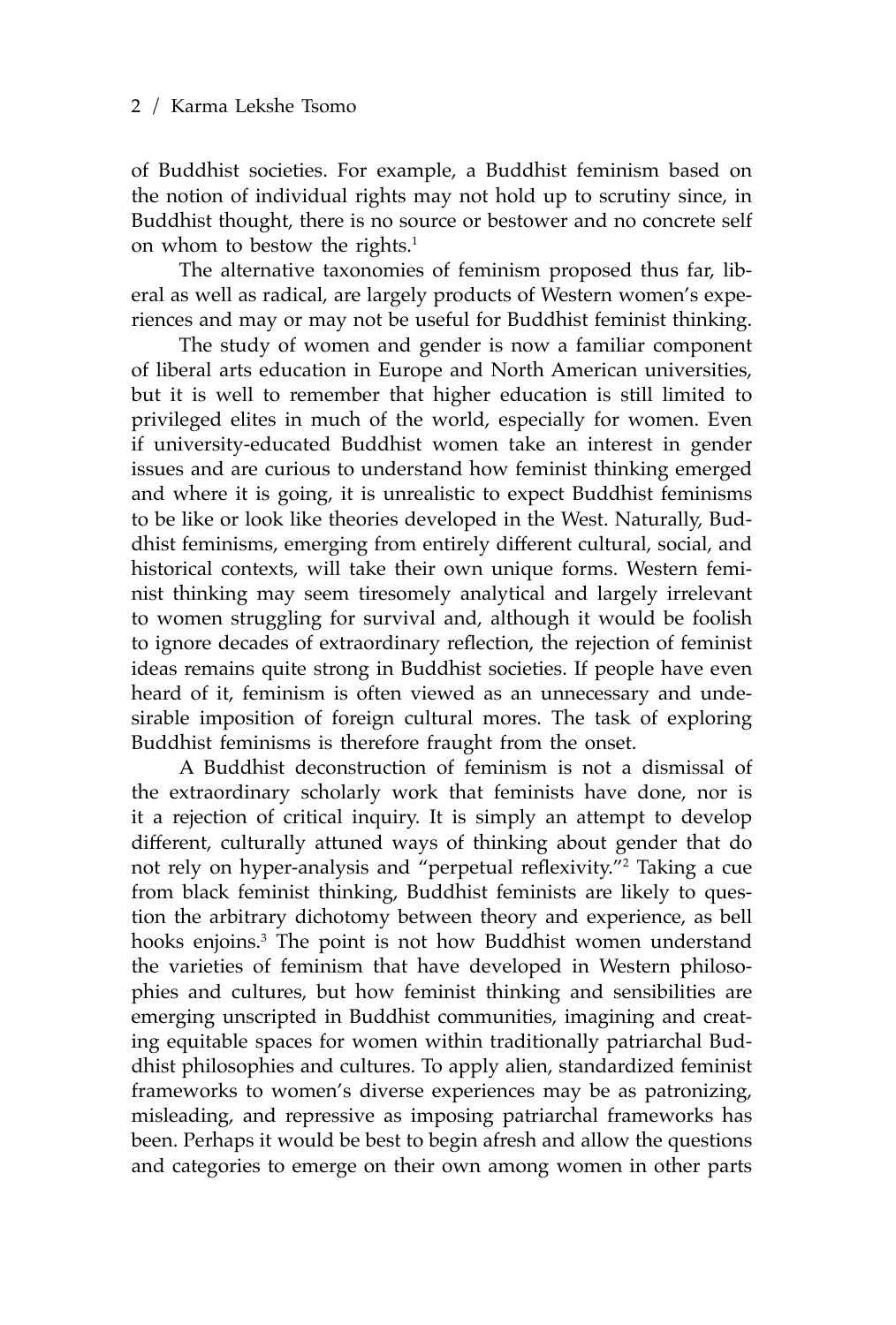of Buddhist societies. For example, a Buddhist feminism based on the notion of individual rights may not hold up to scrutiny since, in Buddhist thought, there is no source or bestower and no concrete self on whom to bestow the rights.[1]

The alternative taxonomies of feminism proposed thus far, liberal as well as radical, are largely products of Western women's experiences and may or may not be useful for Buddhist feminist thinking.

The study of women and gender is now a familiar component of liberal arts education in Europe and North American universities, but it is well to remember that higher education is still limited to privileged elites in much of the world, especially for women. Even if university-educated Buddhist women take an interest in gender issues and are curious to understand how feminist thinking emerged and where it is going, it is unrealistic to expect Buddhist feminisms to be like or look like theories developed in the West. Naturally, Buddhist feminisms, emerging from entirely different cultural, social, and historical contexts, will take their own unique forms. Western feminist thinking may seem tiresomely analytical and largely irrelevant to women struggling for survival and, although it would be foolish to ignore decades of extraordinary reflection, the rejection of feminist ideas remains quite strong in Buddhist societies. If people have even heard of it, feminism is often viewed as an unnecessary and undesirable imposition of foreign cultural mores. The task of exploring Buddhist feminisms is therefore fraught from the onset.

A Buddhist deconstruction of feminism is not a dismissal of the extraordinary scholarly work that feminists have done, nor is it a rejection of critical inquiry. It is simply an attempt to develop different, culturally attuned ways of thinking about gender that do not rely on hyper-analysis and "perpetual reflexivity."[2] Taking a cue from black feminist thinking, Buddhist feminists are likely to question the arbitrary dichotomy between theory and experience, as bell hooks enjoins.[3] The point is not how Buddhist women understand the varieties of feminism that have developed in Western philosophies and cultures, but how feminist thinking and sensibilities are emerging unscripted in Buddhist communities, imagining and creating equitable spaces for women within traditionally patriarchal Buddhist philosophies and cultures. To apply alien, standardized feminist frameworks to women's diverse experiences may be as patronizing, misleading, and repressive as imposing patriarchal frameworks has been. Perhaps it would be best to begin afresh and allow the questions and categories to emerge on their own among women in other parts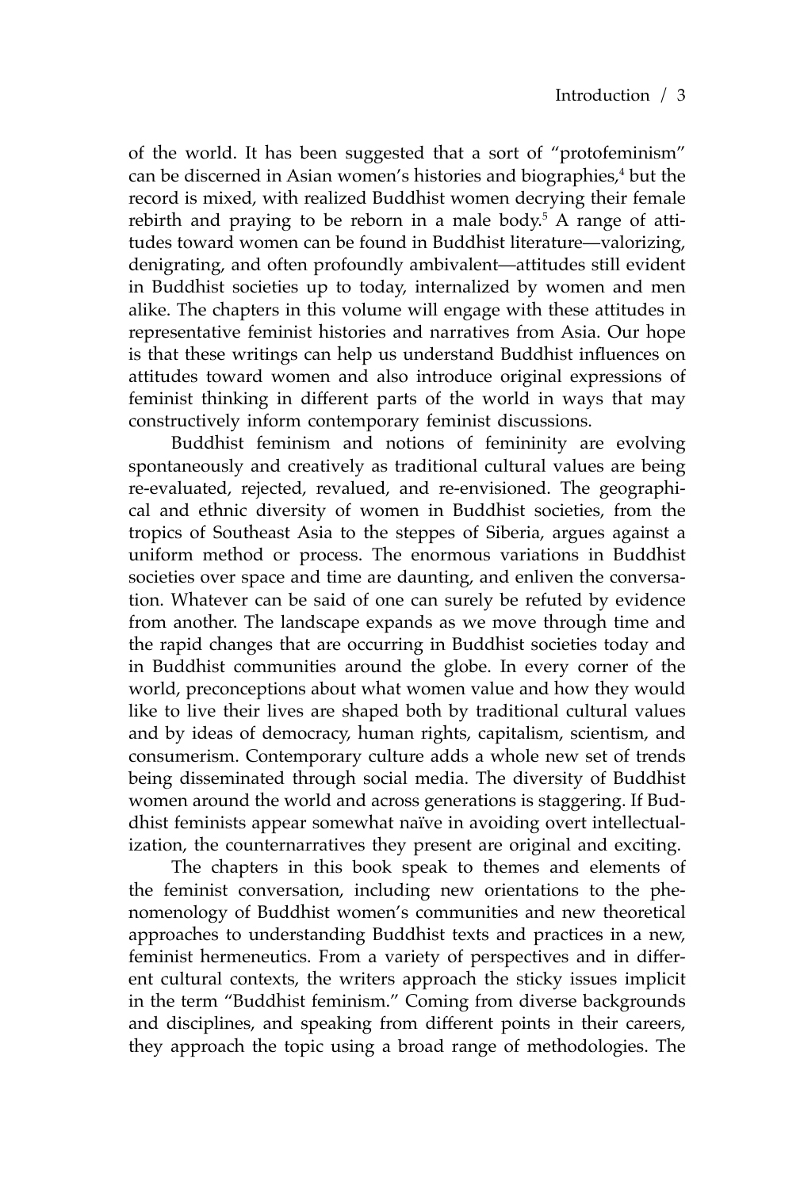of the world. It has been suggested that a sort of "protofeminism" can be discerned in Asian women's histories and biographies,[4] but the record is mixed, with realized Buddhist women decrying their female rebirth and praying to be reborn in a male body.[5] A range of attitudes toward women can be found in Buddhist literature—valorizing, denigrating, and often profoundly ambivalent—attitudes still evident in Buddhist societies up to today, internalized by women and men alike. The chapters in this volume will engage with these attitudes in representative feminist histories and narratives from Asia. Our hope is that these writings can help us understand Buddhist influences on attitudes toward women and also introduce original expressions of feminist thinking in different parts of the world in ways that may constructively inform contemporary feminist discussions.

Buddhist feminism and notions of femininity are evolving spontaneously and creatively as traditional cultural values are being re-evaluated, rejected, revalued, and re-envisioned. The geographical and ethnic diversity of women in Buddhist societies, from the tropics of Southeast Asia to the steppes of Siberia, argues against a uniform method or process. The enormous variations in Buddhist societies over space and time are daunting, and enliven the conversation. Whatever can be said of one can surely be refuted by evidence from another. The landscape expands as we move through time and the rapid changes that are occurring in Buddhist societies today and in Buddhist communities around the globe. In every corner of the world, preconceptions about what women value and how they would like to live their lives are shaped both by traditional cultural values and by ideas of democracy, human rights, capitalism, scientism, and consumerism. Contemporary culture adds a whole new set of trends being disseminated through social media. The diversity of Buddhist women around the world and across generations is staggering. If Buddhist feminists appear somewhat naïve in avoiding overt intellectualization, the counternarratives they present are original and exciting.

The chapters in this book speak to themes and elements of the feminist conversation, including new orientations to the phenomenology of Buddhist women's communities and new theoretical approaches to understanding Buddhist texts and practices in a new, feminist hermeneutics. From a variety of perspectives and in different cultural contexts, the writers approach the sticky issues implicit in the term "Buddhist feminism." Coming from diverse backgrounds and disciplines, and speaking from different points in their careers, they approach the topic using a broad range of methodologies. The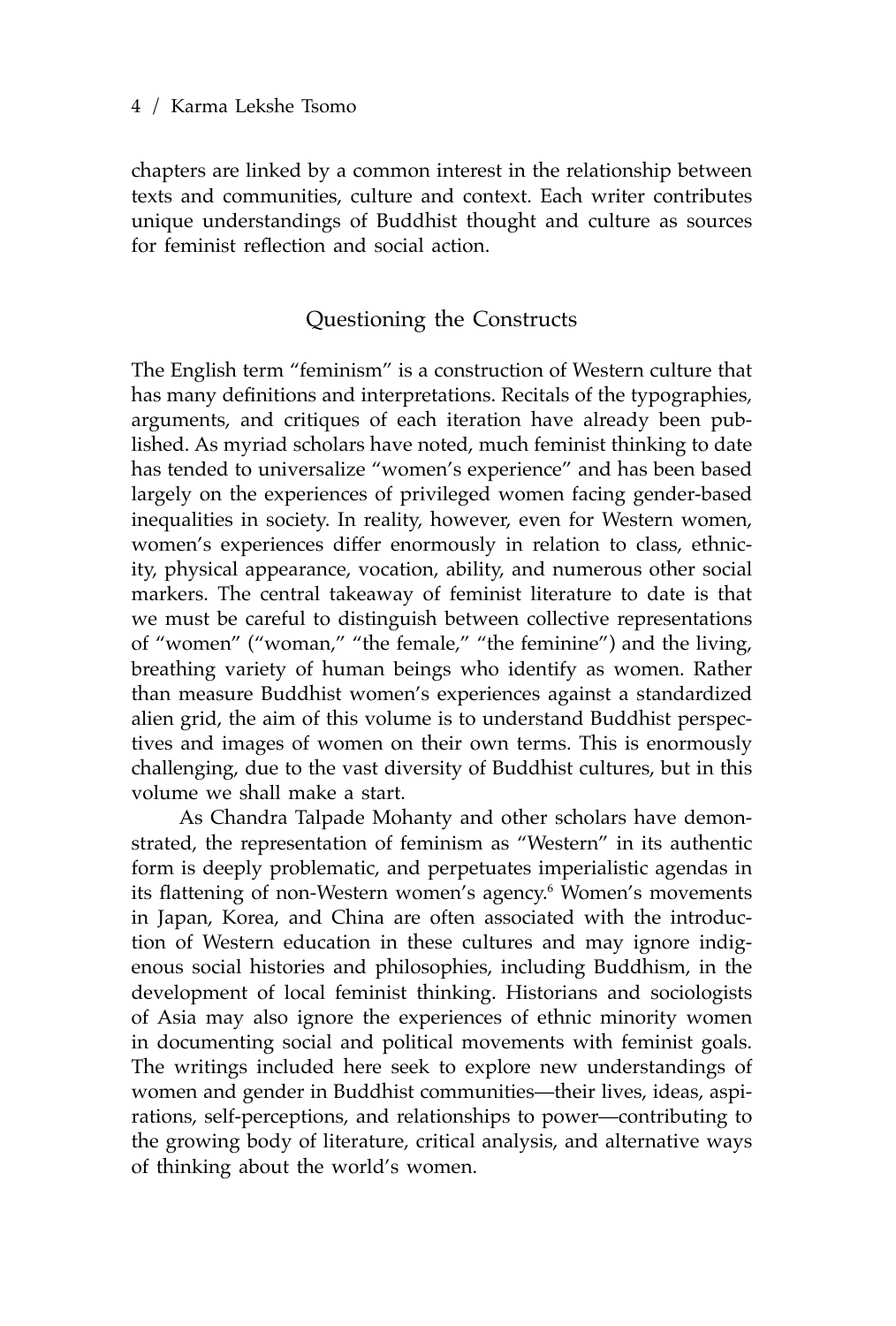chapters are linked by a common interest in the relationship between texts and communities, culture and context. Each writer contributes unique understandings of Buddhist thought and culture as sources for feminist reflection and social action.

## Questioning the Constructs

The English term "feminism" is a construction of Western culture that has many definitions and interpretations. Recitals of the typographies, arguments, and critiques of each iteration have already been published. As myriad scholars have noted, much feminist thinking to date has tended to universalize "women's experience" and has been based largely on the experiences of privileged women facing gender-based inequalities in society. In reality, however, even for Western women, women's experiences differ enormously in relation to class, ethnicity, physical appearance, vocation, ability, and numerous other social markers. The central takeaway of feminist literature to date is that we must be careful to distinguish between collective representations of "women" ("woman," "the female," "the feminine") and the living, breathing variety of human beings who identify as women. Rather than measure Buddhist women's experiences against a standardized alien grid, the aim of this volume is to understand Buddhist perspectives and images of women on their own terms. This is enormously challenging, due to the vast diversity of Buddhist cultures, but in this volume we shall make a start.

As Chandra Talpade Mohanty and other scholars have demonstrated, the representation of feminism as "Western" in its authentic form is deeply problematic, and perpetuates imperialistic agendas in its flattening of non-Western women's agency.[6] Women's movements in Japan, Korea, and China are often associated with the introduction of Western education in these cultures and may ignore indigenous social histories and philosophies, including Buddhism, in the development of local feminist thinking. Historians and sociologists of Asia may also ignore the experiences of ethnic minority women in documenting social and political movements with feminist goals. The writings included here seek to explore new understandings of women and gender in Buddhist communities—their lives, ideas, aspirations, self-perceptions, and relationships to power—contributing to the growing body of literature, critical analysis, and alternative ways of thinking about the world's women.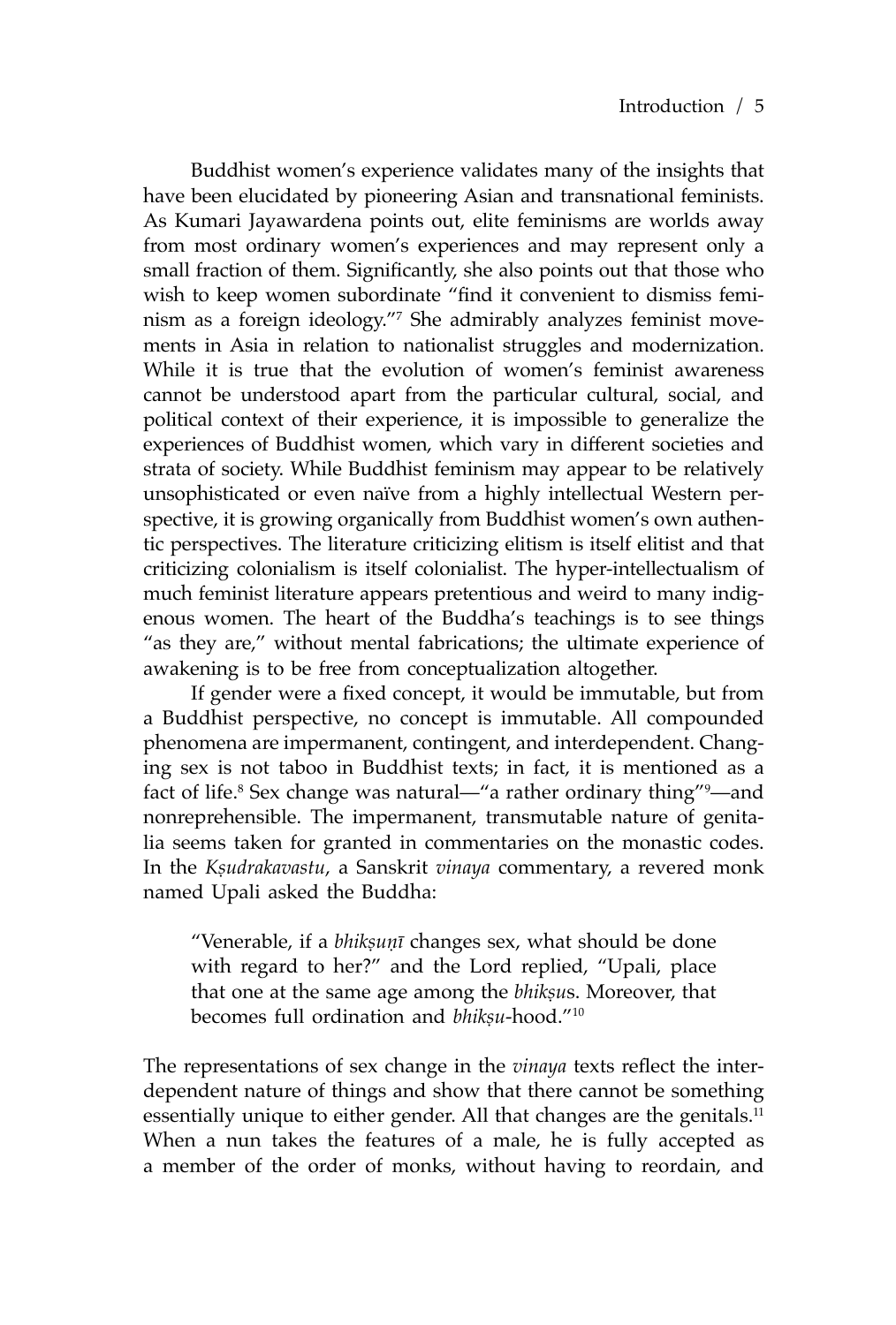Buddhist women's experience validates many of the insights that have been elucidated by pioneering Asian and transnational feminists. As Kumari Jayawardena points out, elite feminisms are worlds away from most ordinary women's experiences and may represent only a small fraction of them. Significantly, she also points out that those who wish to keep women subordinate "find it convenient to dismiss feminism as a foreign ideology."[7] She admirably analyzes feminist movements in Asia in relation to nationalist struggles and modernization. While it is true that the evolution of women's feminist awareness cannot be understood apart from the particular cultural, social, and political context of their experience, it is impossible to generalize the experiences of Buddhist women, which vary in different societies and strata of society. While Buddhist feminism may appear to be relatively unsophisticated or even naïve from a highly intellectual Western perspective, it is growing organically from Buddhist women's own authentic perspectives. The literature criticizing elitism is itself elitist and that criticizing colonialism is itself colonialist. The hyper-intellectualism of much feminist literature appears pretentious and weird to many indigenous women. The heart of the Buddha's teachings is to see things "as they are," without mental fabrications; the ultimate experience of awakening is to be free from conceptualization altogether.

If gender were a fixed concept, it would be immutable, but from a Buddhist perspective, no concept is immutable. All compounded phenomena are impermanent, contingent, and interdependent. Changing sex is not taboo in Buddhist texts; in fact, it is mentioned as a fact of life.[8] Sex change was natural—"a rather ordinary thing"[9]—and nonreprehensible. The impermanent, transmutable nature of genitalia seems taken for granted in commentaries on the monastic codes. In the *Kṣudrakavastu*, a Sanskrit *vinaya* commentary, a revered monk named Upali asked the Buddha:

> "Venerable, if a *bhikṣuṇī* changes sex, what should be done with regard to her?" and the Lord replied, "Upali, place that one at the same age among the *bhikṣu*s. Moreover, that becomes full ordination and *bhikṣu*-hood."[10]

The representations of sex change in the *vinaya* texts reflect the interdependent nature of things and show that there cannot be something essentially unique to either gender. All that changes are the genitals.[11] When a nun takes the features of a male, he is fully accepted as a member of the order of monks, without having to reordain, and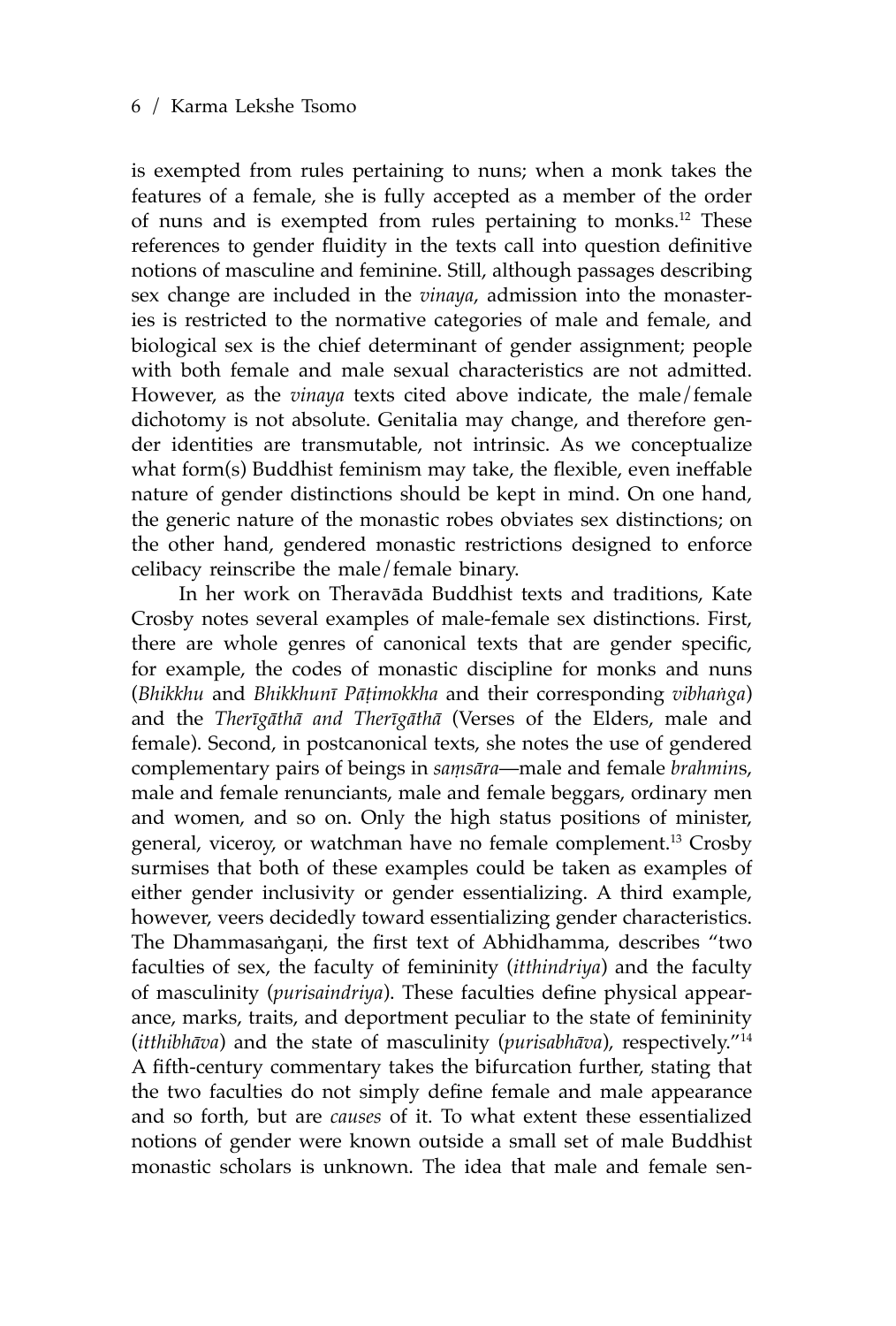is exempted from rules pertaining to nuns; when a monk takes the features of a female, she is fully accepted as a member of the order of nuns and is exempted from rules pertaining to monks.[12] These references to gender fluidity in the texts call into question definitive notions of masculine and feminine. Still, although passages describing sex change are included in the *vinaya*, admission into the monasteries is restricted to the normative categories of male and female, and biological sex is the chief determinant of gender assignment; people with both female and male sexual characteristics are not admitted. However, as the *vinaya* texts cited above indicate, the male/female dichotomy is not absolute. Genitalia may change, and therefore gender identities are transmutable, not intrinsic. As we conceptualize what form(s) Buddhist feminism may take, the flexible, even ineffable nature of gender distinctions should be kept in mind. On one hand, the generic nature of the monastic robes obviates sex distinctions; on the other hand, gendered monastic restrictions designed to enforce celibacy reinscribe the male/female binary.

In her work on Theravāda Buddhist texts and traditions, Kate Crosby notes several examples of male-female sex distinctions. First, there are whole genres of canonical texts that are gender specific, for example, the codes of monastic discipline for monks and nuns (*Bhikkhu* and *Bhikkhunī Pāṭimokkha* and their corresponding *vibhaṅga*) and the *Therīgāthā and Therīgāthā* (Verses of the Elders, male and female). Second, in postcanonical texts, she notes the use of gendered complementary pairs of beings in *saṃsāra*—male and female *brahmin*s, male and female renunciants, male and female beggars, ordinary men and women, and so on. Only the high status positions of minister, general, viceroy, or watchman have no female complement.[13] Crosby surmises that both of these examples could be taken as examples of either gender inclusivity or gender essentializing. A third example, however, veers decidedly toward essentializing gender characteristics. The Dhammasaṅgaṇi, the first text of Abhidhamma, describes "two faculties of sex, the faculty of femininity (*itthindriya*) and the faculty of masculinity (*purisaindriya*). These faculties define physical appearance, marks, traits, and deportment peculiar to the state of femininity (*itthibhāva*) and the state of masculinity (*purisabhāva*), respectively."[14] A fifth-century commentary takes the bifurcation further, stating that the two faculties do not simply define female and male appearance and so forth, but are *causes* of it. To what extent these essentialized notions of gender were known outside a small set of male Buddhist monastic scholars is unknown. The idea that male and female sen-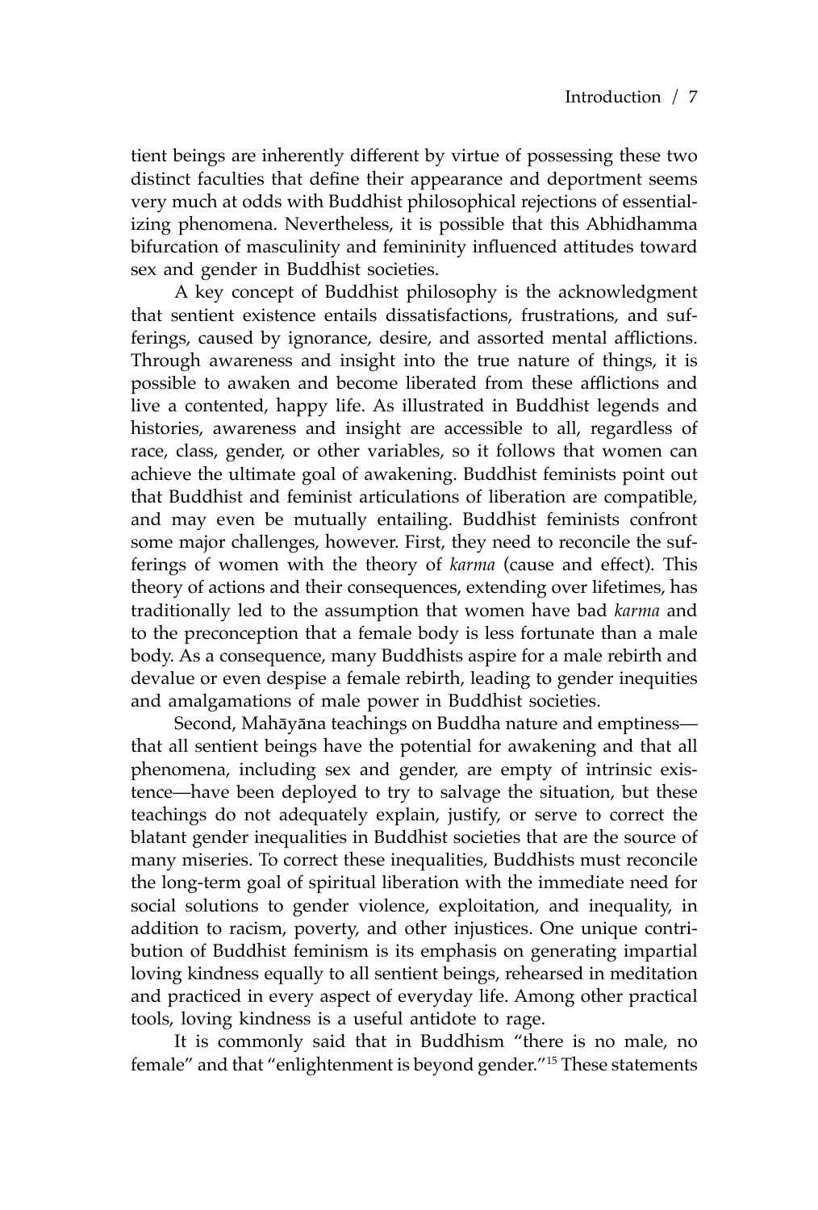tient beings are inherently different by virtue of possessing these two distinct faculties that define their appearance and deportment seems very much at odds with Buddhist philosophical rejections of essentializing phenomena. Nevertheless, it is possible that this Abhidhamma bifurcation of masculinity and femininity influenced attitudes toward sex and gender in Buddhist societies.

A key concept of Buddhist philosophy is the acknowledgment that sentient existence entails dissatisfactions, frustrations, and sufferings, caused by ignorance, desire, and assorted mental afflictions. Through awareness and insight into the true nature of things, it is possible to awaken and become liberated from these afflictions and live a contented, happy life. As illustrated in Buddhist legends and histories, awareness and insight are accessible to all, regardless of race, class, gender, or other variables, so it follows that women can achieve the ultimate goal of awakening. Buddhist feminists point out that Buddhist and feminist articulations of liberation are compatible, and may even be mutually entailing. Buddhist feminists confront some major challenges, however. First, they need to reconcile the sufferings of women with the theory of *karma* (cause and effect). This theory of actions and their consequences, extending over lifetimes, has traditionally led to the assumption that women have bad *karma* and to the preconception that a female body is less fortunate than a male body. As a consequence, many Buddhists aspire for a male rebirth and devalue or even despise a female rebirth, leading to gender inequities and amalgamations of male power in Buddhist societies.

Second, Mahāyāna teachings on Buddha nature and emptiness—that all sentient beings have the potential for awakening and that all phenomena, including sex and gender, are empty of intrinsic existence—have been deployed to try to salvage the situation, but these teachings do not adequately explain, justify, or serve to correct the blatant gender inequalities in Buddhist societies that are the source of many miseries. To correct these inequalities, Buddhists must reconcile the long-term goal of spiritual liberation with the immediate need for social solutions to gender violence, exploitation, and inequality, in addition to racism, poverty, and other injustices. One unique contribution of Buddhist feminism is its emphasis on generating impartial loving kindness equally to all sentient beings, rehearsed in meditation and practiced in every aspect of everyday life. Among other practical tools, loving kindness is a useful antidote to rage.

It is commonly said that in Buddhism "there is no male, no female" and that "enlightenment is beyond gender."[15] These statements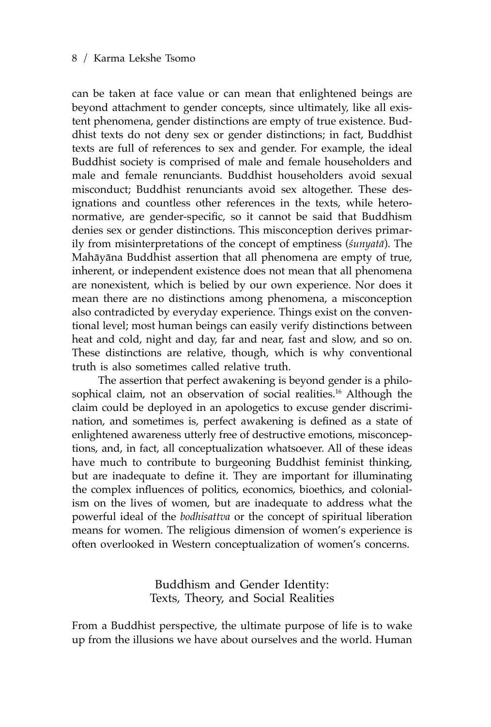can be taken at face value or can mean that enlightened beings are beyond attachment to gender concepts, since ultimately, like all existent phenomena, gender distinctions are empty of true existence. Buddhist texts do not deny sex or gender distinctions; in fact, Buddhist texts are full of references to sex and gender. For example, the ideal Buddhist society is comprised of male and female householders and male and female renunciants. Buddhist householders avoid sexual misconduct; Buddhist renunciants avoid sex altogether. These designations and countless other references in the texts, while heteronormative, are gender-specific, so it cannot be said that Buddhism denies sex or gender distinctions. This misconception derives primarily from misinterpretations of the concept of emptiness (*śunyatā*). The Mahāyāna Buddhist assertion that all phenomena are empty of true, inherent, or independent existence does not mean that all phenomena are nonexistent, which is belied by our own experience. Nor does it mean there are no distinctions among phenomena, a misconception also contradicted by everyday experience. Things exist on the conventional level; most human beings can easily verify distinctions between heat and cold, night and day, far and near, fast and slow, and so on. These distinctions are relative, though, which is why conventional truth is also sometimes called relative truth.

The assertion that perfect awakening is beyond gender is a philosophical claim, not an observation of social realities.[16] Although the claim could be deployed in an apologetics to excuse gender discrimination, and sometimes is, perfect awakening is defined as a state of enlightened awareness utterly free of destructive emotions, misconceptions, and, in fact, all conceptualization whatsoever. All of these ideas have much to contribute to burgeoning Buddhist feminist thinking, but are inadequate to define it. They are important for illuminating the complex influences of politics, economics, bioethics, and colonialism on the lives of women, but are inadequate to address what the powerful ideal of the *bodhisattva* or the concept of spiritual liberation means for women. The religious dimension of women's experience is often overlooked in Western conceptualization of women's concerns.

## Buddhism and Gender Identity: Texts, Theory, and Social Realities

From a Buddhist perspective, the ultimate purpose of life is to wake up from the illusions we have about ourselves and the world. Human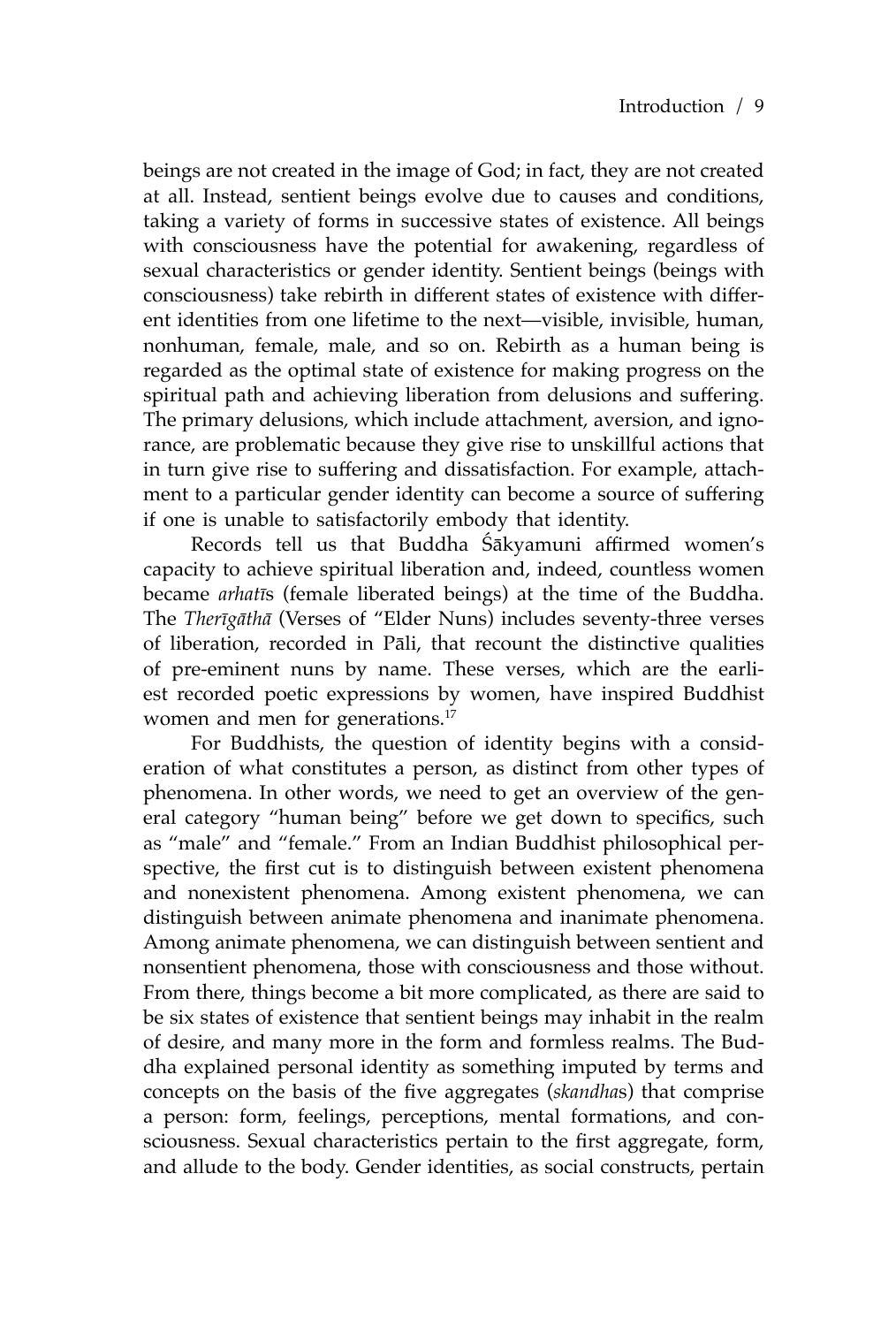beings are not created in the image of God; in fact, they are not created at all. Instead, sentient beings evolve due to causes and conditions, taking a variety of forms in successive states of existence. All beings with consciousness have the potential for awakening, regardless of sexual characteristics or gender identity. Sentient beings (beings with consciousness) take rebirth in different states of existence with different identities from one lifetime to the next—visible, invisible, human, nonhuman, female, male, and so on. Rebirth as a human being is regarded as the optimal state of existence for making progress on the spiritual path and achieving liberation from delusions and suffering. The primary delusions, which include attachment, aversion, and ignorance, are problematic because they give rise to unskillful actions that in turn give rise to suffering and dissatisfaction. For example, attachment to a particular gender identity can become a source of suffering if one is unable to satisfactorily embody that identity.

Records tell us that Buddha Śākyamuni affirmed women's capacity to achieve spiritual liberation and, indeed, countless women became *arhatī*s (female liberated beings) at the time of the Buddha. The *Therīgāthā* (Verses of "Elder Nuns) includes seventy-three verses of liberation, recorded in Pāli, that recount the distinctive qualities of pre-eminent nuns by name. These verses, which are the earliest recorded poetic expressions by women, have inspired Buddhist women and men for generations.[17]

For Buddhists, the question of identity begins with a consideration of what constitutes a person, as distinct from other types of phenomena. In other words, we need to get an overview of the general category "human being" before we get down to specifics, such as "male" and "female." From an Indian Buddhist philosophical perspective, the first cut is to distinguish between existent phenomena and nonexistent phenomena. Among existent phenomena, we can distinguish between animate phenomena and inanimate phenomena. Among animate phenomena, we can distinguish between sentient and nonsentient phenomena, those with consciousness and those without. From there, things become a bit more complicated, as there are said to be six states of existence that sentient beings may inhabit in the realm of desire, and many more in the form and formless realms. The Buddha explained personal identity as something imputed by terms and concepts on the basis of the five aggregates (*skandha*s) that comprise a person: form, feelings, perceptions, mental formations, and consciousness. Sexual characteristics pertain to the first aggregate, form, and allude to the body. Gender identities, as social constructs, pertain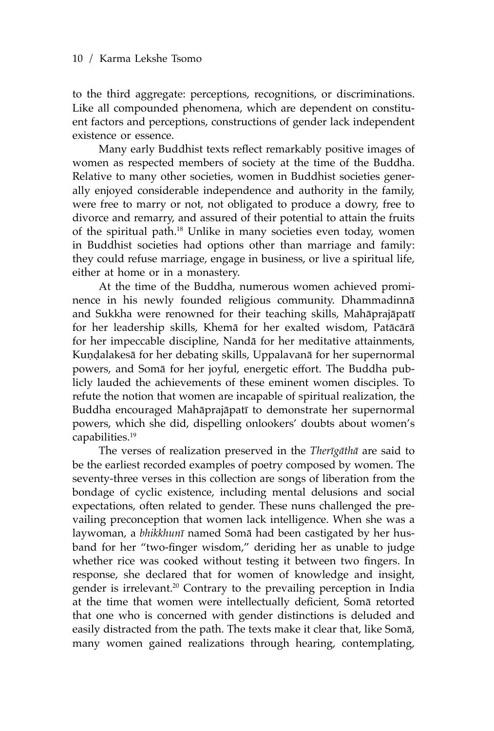to the third aggregate: perceptions, recognitions, or discriminations. Like all compounded phenomena, which are dependent on constituent factors and perceptions, constructions of gender lack independent existence or essence.

Many early Buddhist texts reflect remarkably positive images of women as respected members of society at the time of the Buddha. Relative to many other societies, women in Buddhist societies generally enjoyed considerable independence and authority in the family, were free to marry or not, not obligated to produce a dowry, free to divorce and remarry, and assured of their potential to attain the fruits of the spiritual path.[18] Unlike in many societies even today, women in Buddhist societies had options other than marriage and family: they could refuse marriage, engage in business, or live a spiritual life, either at home or in a monastery.

At the time of the Buddha, numerous women achieved prominence in his newly founded religious community. Dhammadinnā and Sukkha were renowned for their teaching skills, Mahāprajāpatī for her leadership skills, Khemā for her exalted wisdom, Patācārā for her impeccable discipline, Nandā for her meditative attainments, Kuṇḍalakesā for her debating skills, Uppalavanā for her supernormal powers, and Somā for her joyful, energetic effort. The Buddha publicly lauded the achievements of these eminent women disciples. To refute the notion that women are incapable of spiritual realization, the Buddha encouraged Mahāprajāpatī to demonstrate her supernormal powers, which she did, dispelling onlookers' doubts about women's capabilities.[19]

The verses of realization preserved in the *Therīgāthā* are said to be the earliest recorded examples of poetry composed by women. The seventy-three verses in this collection are songs of liberation from the bondage of cyclic existence, including mental delusions and social expectations, often related to gender. These nuns challenged the prevailing preconception that women lack intelligence. When she was a laywoman, a *bhikkhunī* named Somā had been castigated by her husband for her "two-finger wisdom," deriding her as unable to judge whether rice was cooked without testing it between two fingers. In response, she declared that for women of knowledge and insight, gender is irrelevant.[20] Contrary to the prevailing perception in India at the time that women were intellectually deficient, Somā retorted that one who is concerned with gender distinctions is deluded and easily distracted from the path. The texts make it clear that, like Somā, many women gained realizations through hearing, contemplating,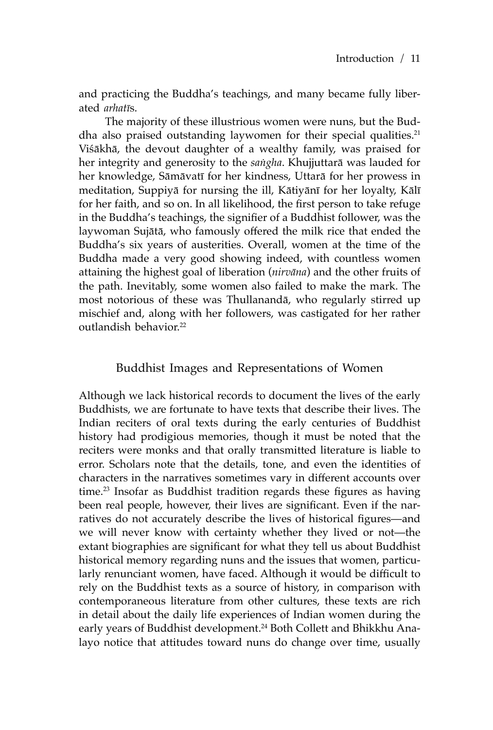and practicing the Buddha's teachings, and many became fully liberated *arhatī*s.

The majority of these illustrious women were nuns, but the Buddha also praised outstanding laywomen for their special qualities.[21] Viśākhā, the devout daughter of a wealthy family, was praised for her integrity and generosity to the *saṅgha*. Khujjuttarā was lauded for her knowledge, Sāmāvatī for her kindness, Uttarā for her prowess in meditation, Suppiyā for nursing the ill, Kātiyānī for her loyalty, Kālī for her faith, and so on. In all likelihood, the first person to take refuge in the Buddha's teachings, the signifier of a Buddhist follower, was the laywoman Sujātā, who famously offered the milk rice that ended the Buddha's six years of austerities. Overall, women at the time of the Buddha made a very good showing indeed, with countless women attaining the highest goal of liberation (*nirvāna*) and the other fruits of the path. Inevitably, some women also failed to make the mark. The most notorious of these was Thullanandā, who regularly stirred up mischief and, along with her followers, was castigated for her rather outlandish behavior.[22]

## Buddhist Images and Representations of Women

Although we lack historical records to document the lives of the early Buddhists, we are fortunate to have texts that describe their lives. The Indian reciters of oral texts during the early centuries of Buddhist history had prodigious memories, though it must be noted that the reciters were monks and that orally transmitted literature is liable to error. Scholars note that the details, tone, and even the identities of characters in the narratives sometimes vary in different accounts over time.[23] Insofar as Buddhist tradition regards these figures as having been real people, however, their lives are significant. Even if the narratives do not accurately describe the lives of historical figures—and we will never know with certainty whether they lived or not—the extant biographies are significant for what they tell us about Buddhist historical memory regarding nuns and the issues that women, particularly renunciant women, have faced. Although it would be difficult to rely on the Buddhist texts as a source of history, in comparison with contemporaneous literature from other cultures, these texts are rich in detail about the daily life experiences of Indian women during the early years of Buddhist development.[24] Both Collett and Bhikkhu Analayo notice that attitudes toward nuns do change over time, usually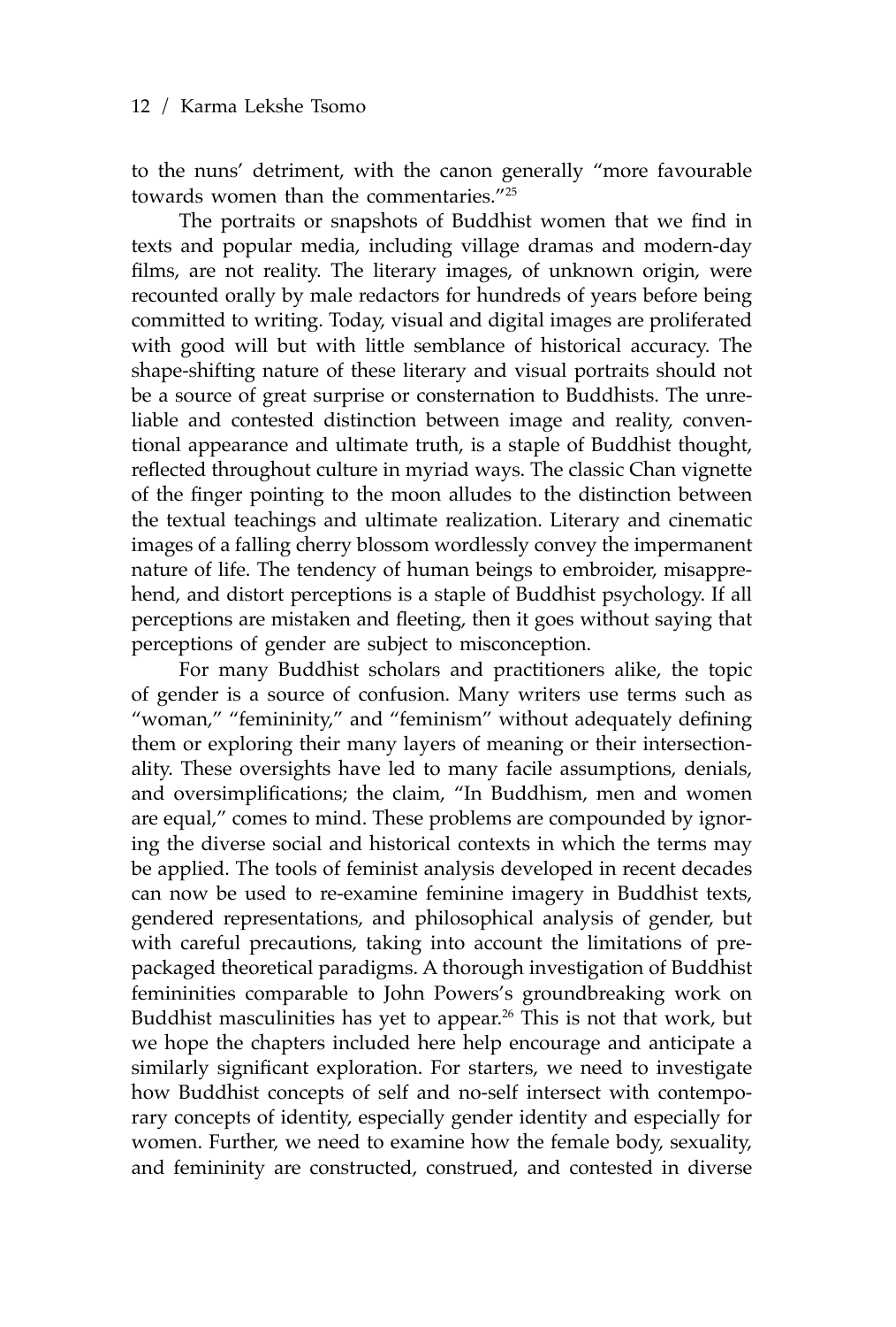to the nuns' detriment, with the canon generally "more favourable towards women than the commentaries."[25]

The portraits or snapshots of Buddhist women that we find in texts and popular media, including village dramas and modern-day films, are not reality. The literary images, of unknown origin, were recounted orally by male redactors for hundreds of years before being committed to writing. Today, visual and digital images are proliferated with good will but with little semblance of historical accuracy. The shape-shifting nature of these literary and visual portraits should not be a source of great surprise or consternation to Buddhists. The unreliable and contested distinction between image and reality, conventional appearance and ultimate truth, is a staple of Buddhist thought, reflected throughout culture in myriad ways. The classic Chan vignette of the finger pointing to the moon alludes to the distinction between the textual teachings and ultimate realization. Literary and cinematic images of a falling cherry blossom wordlessly convey the impermanent nature of life. The tendency of human beings to embroider, misapprehend, and distort perceptions is a staple of Buddhist psychology. If all perceptions are mistaken and fleeting, then it goes without saying that perceptions of gender are subject to misconception.

For many Buddhist scholars and practitioners alike, the topic of gender is a source of confusion. Many writers use terms such as "woman," "femininity," and "feminism" without adequately defining them or exploring their many layers of meaning or their intersectionality. These oversights have led to many facile assumptions, denials, and oversimplifications; the claim, "In Buddhism, men and women are equal," comes to mind. These problems are compounded by ignoring the diverse social and historical contexts in which the terms may be applied. The tools of feminist analysis developed in recent decades can now be used to re-examine feminine imagery in Buddhist texts, gendered representations, and philosophical analysis of gender, but with careful precautions, taking into account the limitations of prepackaged theoretical paradigms. A thorough investigation of Buddhist femininities comparable to John Powers's groundbreaking work on Buddhist masculinities has yet to appear.[26] This is not that work, but we hope the chapters included here help encourage and anticipate a similarly significant exploration. For starters, we need to investigate how Buddhist concepts of self and no-self intersect with contemporary concepts of identity, especially gender identity and especially for women. Further, we need to examine how the female body, sexuality, and femininity are constructed, construed, and contested in diverse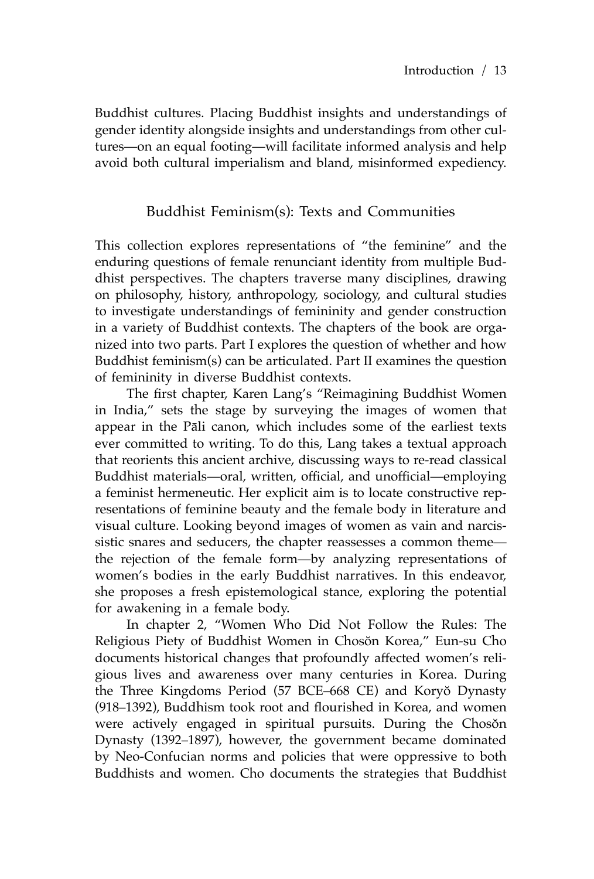Buddhist cultures. Placing Buddhist insights and understandings of gender identity alongside insights and understandings from other cultures—on an equal footing—will facilitate informed analysis and help avoid both cultural imperialism and bland, misinformed expediency.

## Buddhist Feminism(s): Texts and Communities

This collection explores representations of "the feminine" and the enduring questions of female renunciant identity from multiple Buddhist perspectives. The chapters traverse many disciplines, drawing on philosophy, history, anthropology, sociology, and cultural studies to investigate understandings of femininity and gender construction in a variety of Buddhist contexts. The chapters of the book are organized into two parts. Part I explores the question of whether and how Buddhist feminism(s) can be articulated. Part II examines the question of femininity in diverse Buddhist contexts.

The first chapter, Karen Lang's "Reimagining Buddhist Women in India," sets the stage by surveying the images of women that appear in the Pāli canon, which includes some of the earliest texts ever committed to writing. To do this, Lang takes a textual approach that reorients this ancient archive, discussing ways to re-read classical Buddhist materials—oral, written, official, and unofficial—employing a feminist hermeneutic. Her explicit aim is to locate constructive representations of feminine beauty and the female body in literature and visual culture. Looking beyond images of women as vain and narcissistic snares and seducers, the chapter reassesses a common theme—the rejection of the female form—by analyzing representations of women's bodies in the early Buddhist narratives. In this endeavor, she proposes a fresh epistemological stance, exploring the potential for awakening in a female body.

In chapter 2, "Women Who Did Not Follow the Rules: The Religious Piety of Buddhist Women in Chosŏn Korea," Eun-su Cho documents historical changes that profoundly affected women's religious lives and awareness over many centuries in Korea. During the Three Kingdoms Period (57 BCE–668 CE) and Koryŏ Dynasty (918–1392), Buddhism took root and flourished in Korea, and women were actively engaged in spiritual pursuits. During the Chosŏn Dynasty (1392–1897), however, the government became dominated by Neo-Confucian norms and policies that were oppressive to both Buddhists and women. Cho documents the strategies that Buddhist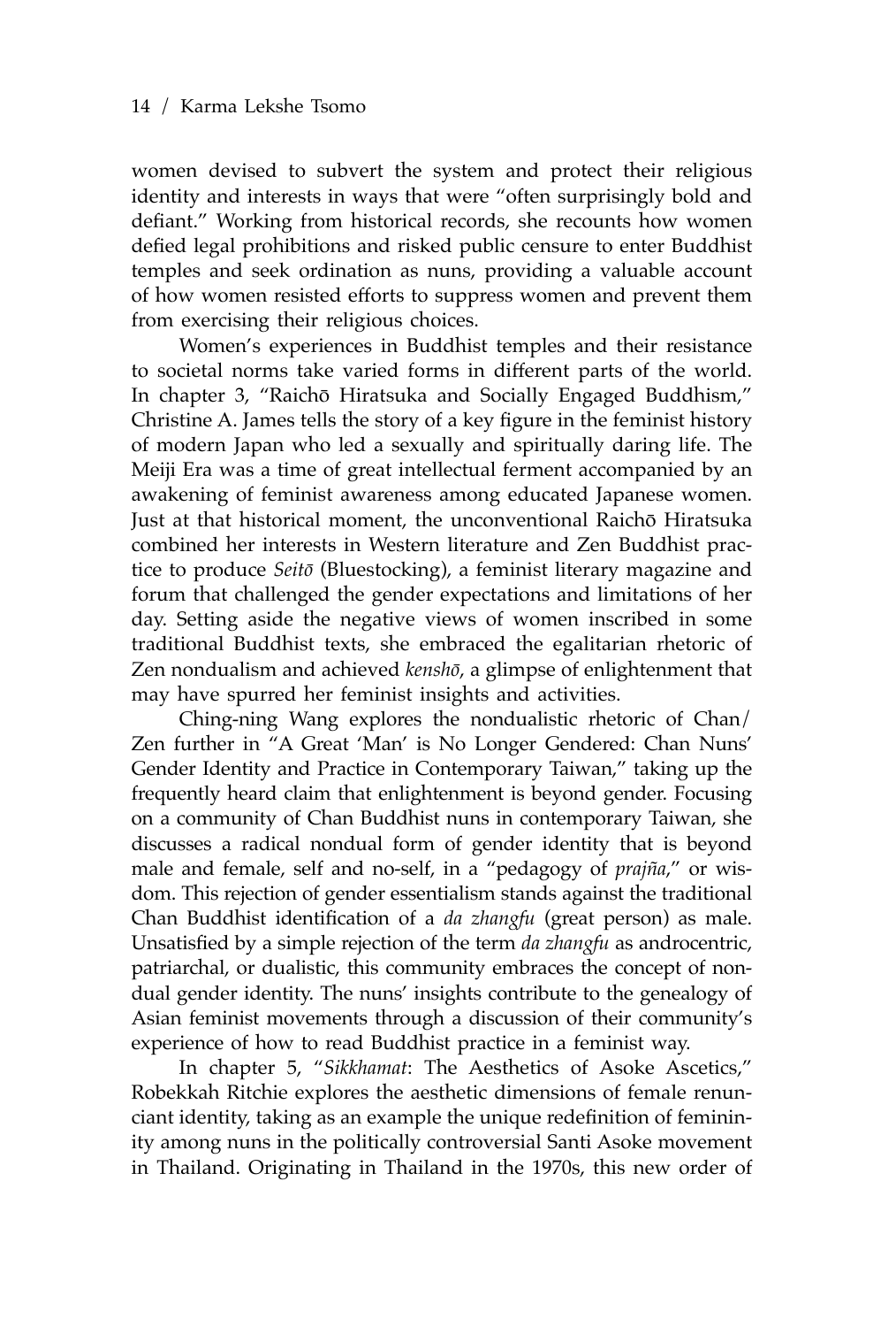women devised to subvert the system and protect their religious identity and interests in ways that were "often surprisingly bold and defiant." Working from historical records, she recounts how women defied legal prohibitions and risked public censure to enter Buddhist temples and seek ordination as nuns, providing a valuable account of how women resisted efforts to suppress women and prevent them from exercising their religious choices.

Women's experiences in Buddhist temples and their resistance to societal norms take varied forms in different parts of the world. In chapter 3, "Raichō Hiratsuka and Socially Engaged Buddhism," Christine A. James tells the story of a key figure in the feminist history of modern Japan who led a sexually and spiritually daring life. The Meiji Era was a time of great intellectual ferment accompanied by an awakening of feminist awareness among educated Japanese women. Just at that historical moment, the unconventional Raichō Hiratsuka combined her interests in Western literature and Zen Buddhist practice to produce *Seitō* (Bluestocking), a feminist literary magazine and forum that challenged the gender expectations and limitations of her day. Setting aside the negative views of women inscribed in some traditional Buddhist texts, she embraced the egalitarian rhetoric of Zen nondualism and achieved *kenshō*, a glimpse of enlightenment that may have spurred her feminist insights and activities.

Ching-ning Wang explores the nondualistic rhetoric of Chan/Zen further in "A Great 'Man' is No Longer Gendered: Chan Nuns' Gender Identity and Practice in Contemporary Taiwan," taking up the frequently heard claim that enlightenment is beyond gender. Focusing on a community of Chan Buddhist nuns in contemporary Taiwan, she discusses a radical nondual form of gender identity that is beyond male and female, self and no-self, in a "pedagogy of *prajña*," or wisdom. This rejection of gender essentialism stands against the traditional Chan Buddhist identification of a *da zhangfu* (great person) as male. Unsatisfied by a simple rejection of the term *da zhangfu* as androcentric, patriarchal, or dualistic, this community embraces the concept of nondual gender identity. The nuns' insights contribute to the genealogy of Asian feminist movements through a discussion of their community's experience of how to read Buddhist practice in a feminist way.

In chapter 5, "*Sikkhamat*: The Aesthetics of Asoke Ascetics," Robekkah Ritchie explores the aesthetic dimensions of female renunciant identity, taking as an example the unique redefinition of femininity among nuns in the politically controversial Santi Asoke movement in Thailand. Originating in Thailand in the 1970s, this new order of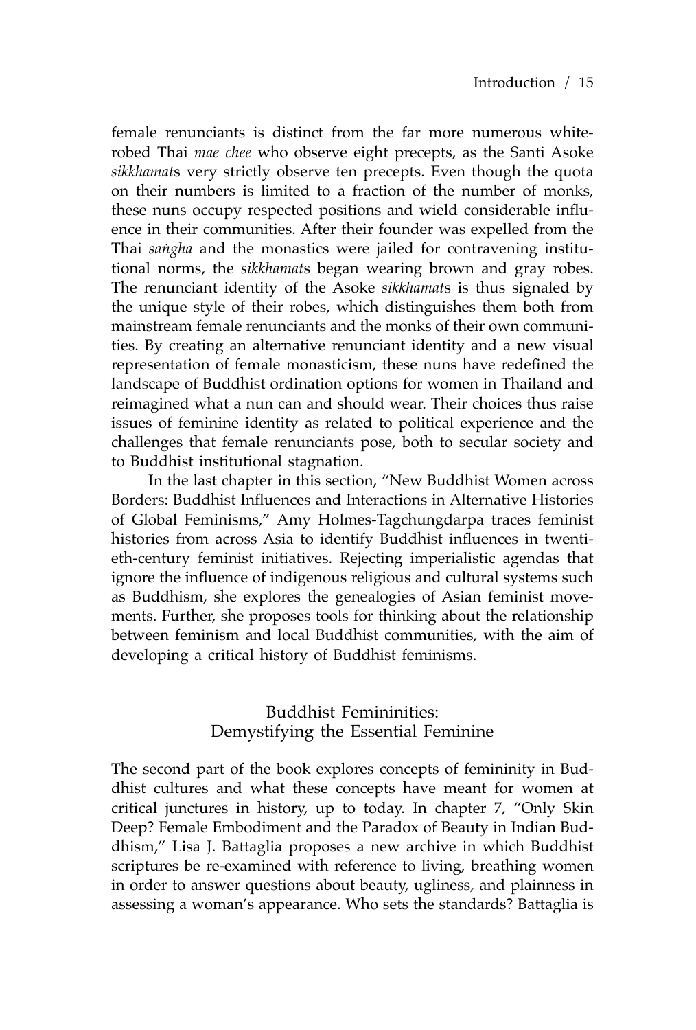female renunciants is distinct from the far more numerous white-robed Thai *mae chee* who observe eight precepts, as the Santi Asoke *sikkhamat*s very strictly observe ten precepts. Even though the quota on their numbers is limited to a fraction of the number of monks, these nuns occupy respected positions and wield considerable influence in their communities. After their founder was expelled from the Thai *saṅgha* and the monastics were jailed for contravening institutional norms, the *sikkhamat*s began wearing brown and gray robes. The renunciant identity of the Asoke *sikkhamat*s is thus signaled by the unique style of their robes, which distinguishes them both from mainstream female renunciants and the monks of their own communities. By creating an alternative renunciant identity and a new visual representation of female monasticism, these nuns have redefined the landscape of Buddhist ordination options for women in Thailand and reimagined what a nun can and should wear. Their choices thus raise issues of feminine identity as related to political experience and the challenges that female renunciants pose, both to secular society and to Buddhist institutional stagnation.

In the last chapter in this section, "New Buddhist Women across Borders: Buddhist Influences and Interactions in Alternative Histories of Global Feminisms," Amy Holmes-Tagchungdarpa traces feminist histories from across Asia to identify Buddhist influences in twentieth-century feminist initiatives. Rejecting imperialistic agendas that ignore the influence of indigenous religious and cultural systems such as Buddhism, she explores the genealogies of Asian feminist movements. Further, she proposes tools for thinking about the relationship between feminism and local Buddhist communities, with the aim of developing a critical history of Buddhist feminisms.

## Buddhist Femininities: Demystifying the Essential Feminine

The second part of the book explores concepts of femininity in Buddhist cultures and what these concepts have meant for women at critical junctures in history, up to today. In chapter 7, "Only Skin Deep? Female Embodiment and the Paradox of Beauty in Indian Buddhism," Lisa J. Battaglia proposes a new archive in which Buddhist scriptures be re-examined with reference to living, breathing women in order to answer questions about beauty, ugliness, and plainness in assessing a woman's appearance. Who sets the standards? Battaglia is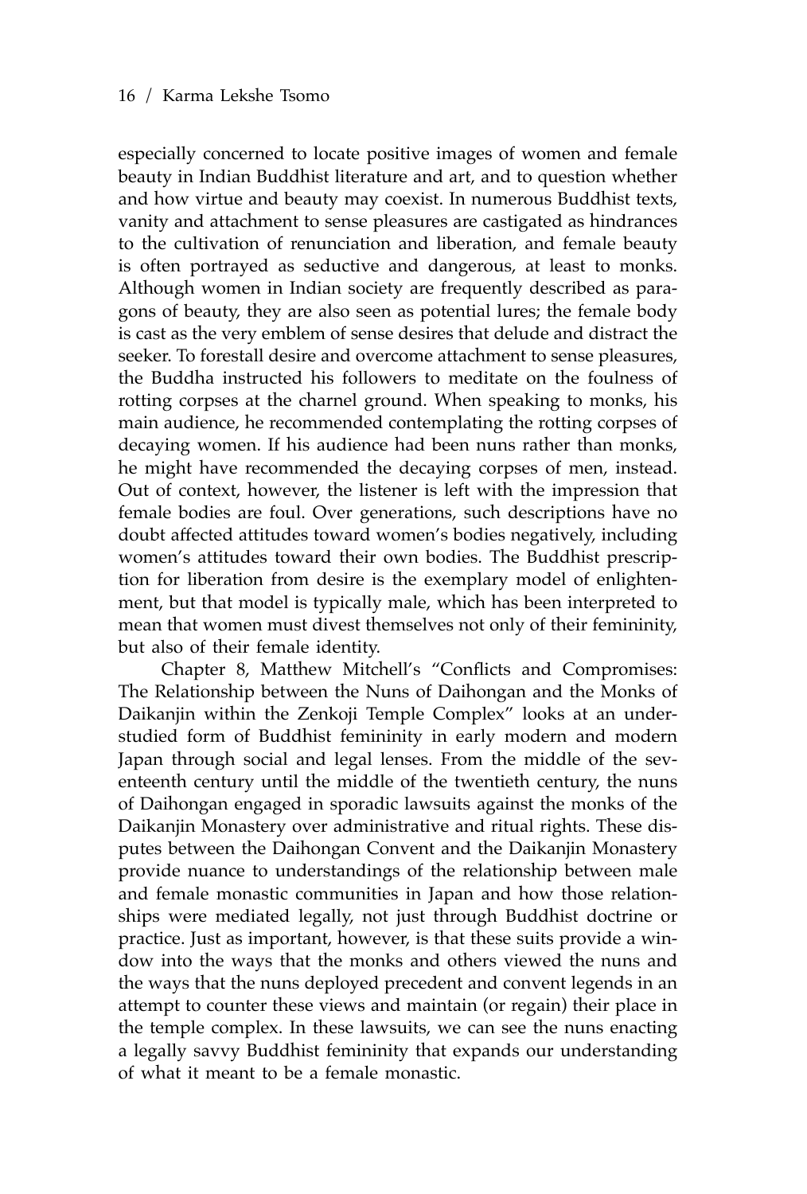especially concerned to locate positive images of women and female beauty in Indian Buddhist literature and art, and to question whether and how virtue and beauty may coexist. In numerous Buddhist texts, vanity and attachment to sense pleasures are castigated as hindrances to the cultivation of renunciation and liberation, and female beauty is often portrayed as seductive and dangerous, at least to monks. Although women in Indian society are frequently described as paragons of beauty, they are also seen as potential lures; the female body is cast as the very emblem of sense desires that delude and distract the seeker. To forestall desire and overcome attachment to sense pleasures, the Buddha instructed his followers to meditate on the foulness of rotting corpses at the charnel ground. When speaking to monks, his main audience, he recommended contemplating the rotting corpses of decaying women. If his audience had been nuns rather than monks, he might have recommended the decaying corpses of men, instead. Out of context, however, the listener is left with the impression that female bodies are foul. Over generations, such descriptions have no doubt affected attitudes toward women's bodies negatively, including women's attitudes toward their own bodies. The Buddhist prescription for liberation from desire is the exemplary model of enlightenment, but that model is typically male, which has been interpreted to mean that women must divest themselves not only of their femininity, but also of their female identity.

Chapter 8, Matthew Mitchell's "Conflicts and Compromises: The Relationship between the Nuns of Daihongan and the Monks of Daikanjin within the Zenkoji Temple Complex" looks at an understudied form of Buddhist femininity in early modern and modern Japan through social and legal lenses. From the middle of the seventeenth century until the middle of the twentieth century, the nuns of Daihongan engaged in sporadic lawsuits against the monks of the Daikanjin Monastery over administrative and ritual rights. These disputes between the Daihongan Convent and the Daikanjin Monastery provide nuance to understandings of the relationship between male and female monastic communities in Japan and how those relationships were mediated legally, not just through Buddhist doctrine or practice. Just as important, however, is that these suits provide a window into the ways that the monks and others viewed the nuns and the ways that the nuns deployed precedent and convent legends in an attempt to counter these views and maintain (or regain) their place in the temple complex. In these lawsuits, we can see the nuns enacting a legally savvy Buddhist femininity that expands our understanding of what it meant to be a female monastic.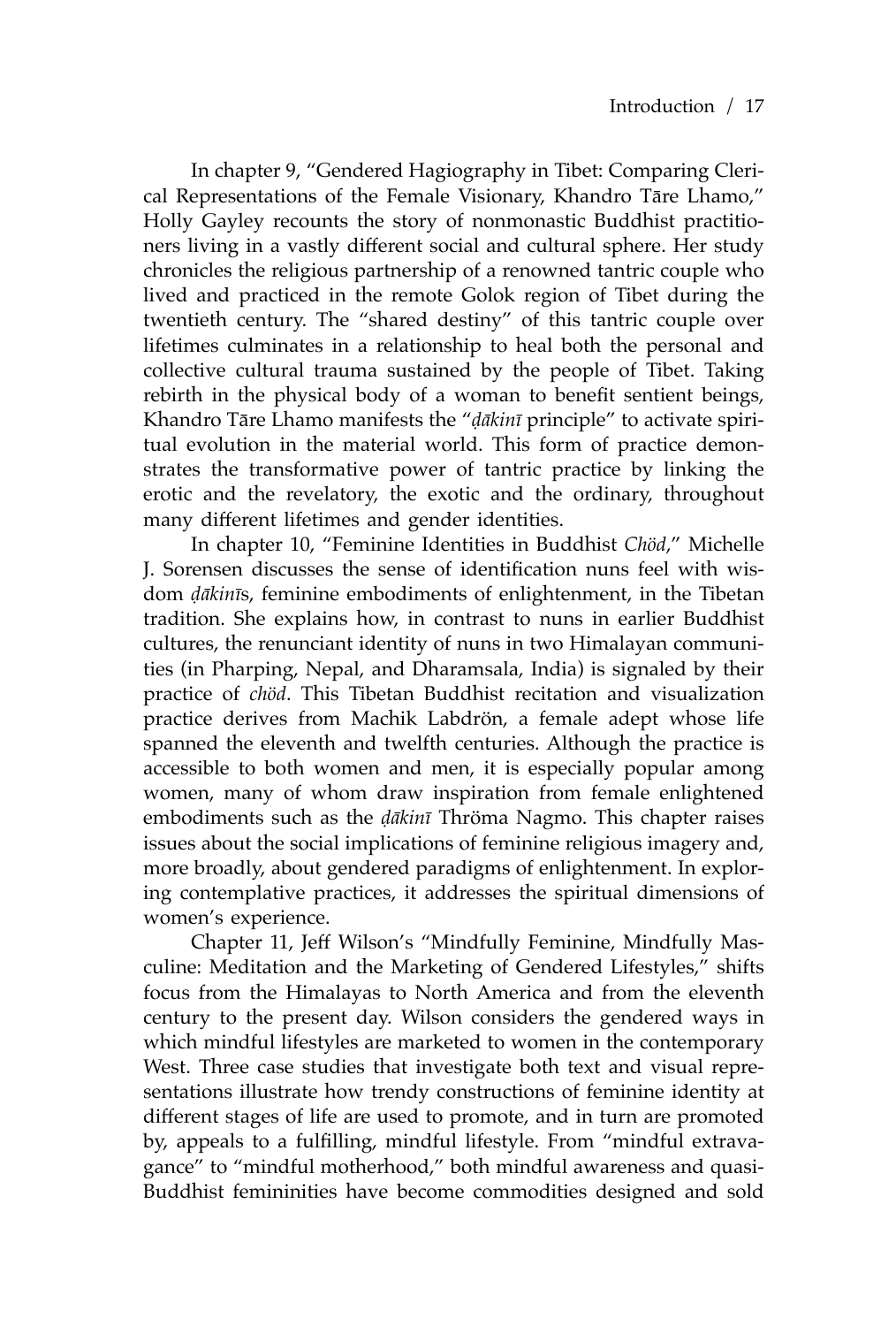In chapter 9, "Gendered Hagiography in Tibet: Comparing Clerical Representations of the Female Visionary, Khandro Tāre Lhamo," Holly Gayley recounts the story of nonmonastic Buddhist practitioners living in a vastly different social and cultural sphere. Her study chronicles the religious partnership of a renowned tantric couple who lived and practiced in the remote Golok region of Tibet during the twentieth century. The "shared destiny" of this tantric couple over lifetimes culminates in a relationship to heal both the personal and collective cultural trauma sustained by the people of Tibet. Taking rebirth in the physical body of a woman to benefit sentient beings, Khandro Tāre Lhamo manifests the "*ḍākinī* principle" to activate spiritual evolution in the material world. This form of practice demonstrates the transformative power of tantric practice by linking the erotic and the revelatory, the exotic and the ordinary, throughout many different lifetimes and gender identities.

In chapter 10, "Feminine Identities in Buddhist *Chöd*," Michelle J. Sorensen discusses the sense of identification nuns feel with wisdom *ḍākinī*s, feminine embodiments of enlightenment, in the Tibetan tradition. She explains how, in contrast to nuns in earlier Buddhist cultures, the renunciant identity of nuns in two Himalayan communities (in Pharping, Nepal, and Dharamsala, India) is signaled by their practice of *chöd*. This Tibetan Buddhist recitation and visualization practice derives from Machik Labdrön, a female adept whose life spanned the eleventh and twelfth centuries. Although the practice is accessible to both women and men, it is especially popular among women, many of whom draw inspiration from female enlightened embodiments such as the *ḍākinī* Thröma Nagmo. This chapter raises issues about the social implications of feminine religious imagery and, more broadly, about gendered paradigms of enlightenment. In exploring contemplative practices, it addresses the spiritual dimensions of women's experience.

Chapter 11, Jeff Wilson's "Mindfully Feminine, Mindfully Masculine: Meditation and the Marketing of Gendered Lifestyles," shifts focus from the Himalayas to North America and from the eleventh century to the present day. Wilson considers the gendered ways in which mindful lifestyles are marketed to women in the contemporary West. Three case studies that investigate both text and visual representations illustrate how trendy constructions of feminine identity at different stages of life are used to promote, and in turn are promoted by, appeals to a fulfilling, mindful lifestyle. From "mindful extravagance" to "mindful motherhood," both mindful awareness and quasi-Buddhist femininities have become commodities designed and sold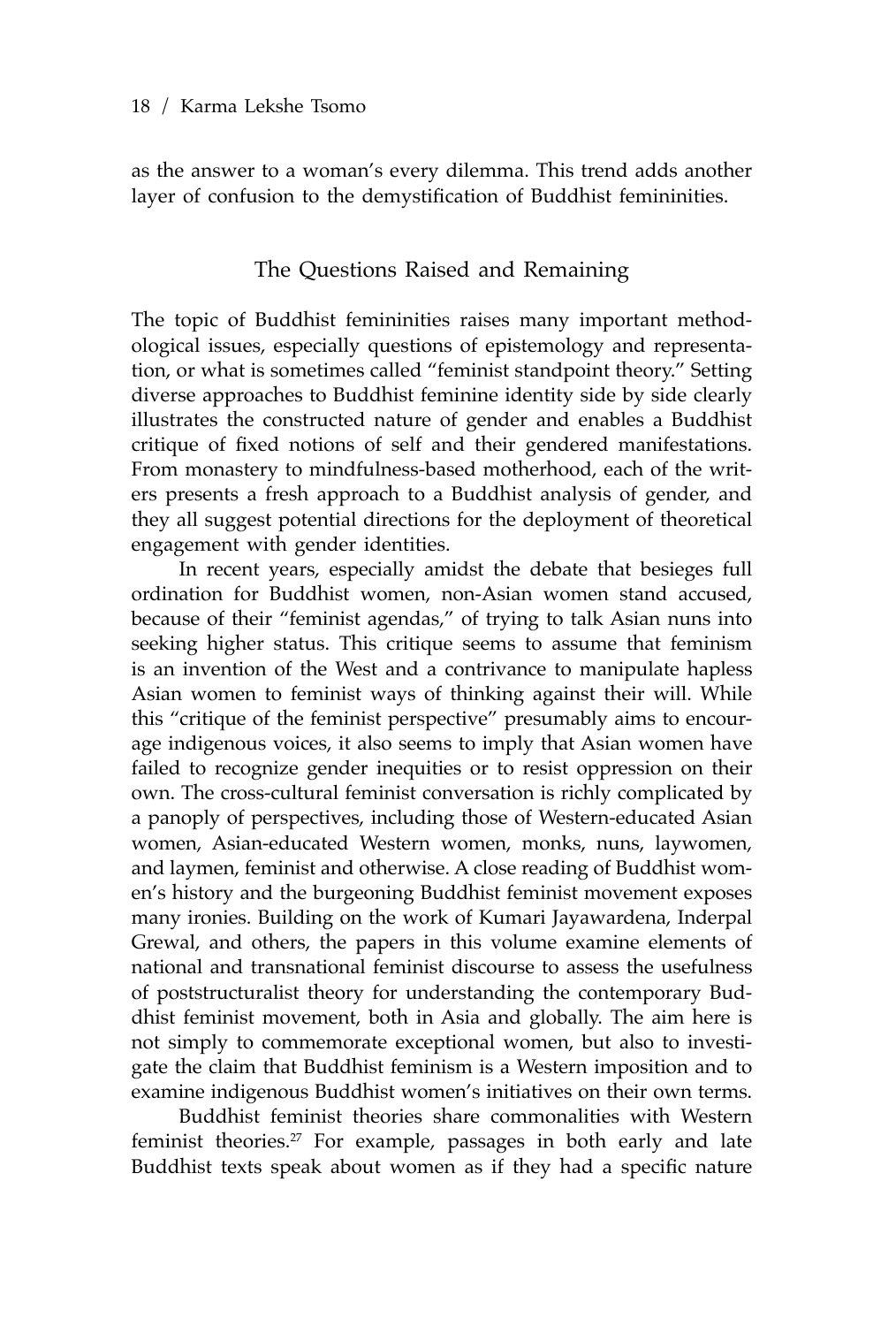as the answer to a woman's every dilemma. This trend adds another layer of confusion to the demystification of Buddhist femininities.

## The Questions Raised and Remaining

The topic of Buddhist femininities raises many important methodological issues, especially questions of epistemology and representation, or what is sometimes called "feminist standpoint theory." Setting diverse approaches to Buddhist feminine identity side by side clearly illustrates the constructed nature of gender and enables a Buddhist critique of fixed notions of self and their gendered manifestations. From monastery to mindfulness-based motherhood, each of the writers presents a fresh approach to a Buddhist analysis of gender, and they all suggest potential directions for the deployment of theoretical engagement with gender identities.

In recent years, especially amidst the debate that besieges full ordination for Buddhist women, non-Asian women stand accused, because of their "feminist agendas," of trying to talk Asian nuns into seeking higher status. This critique seems to assume that feminism is an invention of the West and a contrivance to manipulate hapless Asian women to feminist ways of thinking against their will. While this "critique of the feminist perspective" presumably aims to encourage indigenous voices, it also seems to imply that Asian women have failed to recognize gender inequities or to resist oppression on their own. The cross-cultural feminist conversation is richly complicated by a panoply of perspectives, including those of Western-educated Asian women, Asian-educated Western women, monks, nuns, laywomen, and laymen, feminist and otherwise. A close reading of Buddhist women's history and the burgeoning Buddhist feminist movement exposes many ironies. Building on the work of Kumari Jayawardena, Inderpal Grewal, and others, the papers in this volume examine elements of national and transnational feminist discourse to assess the usefulness of poststructuralist theory for understanding the contemporary Buddhist feminist movement, both in Asia and globally. The aim here is not simply to commemorate exceptional women, but also to investigate the claim that Buddhist feminism is a Western imposition and to examine indigenous Buddhist women's initiatives on their own terms.

Buddhist feminist theories share commonalities with Western feminist theories.[27] For example, passages in both early and late Buddhist texts speak about women as if they had a specific nature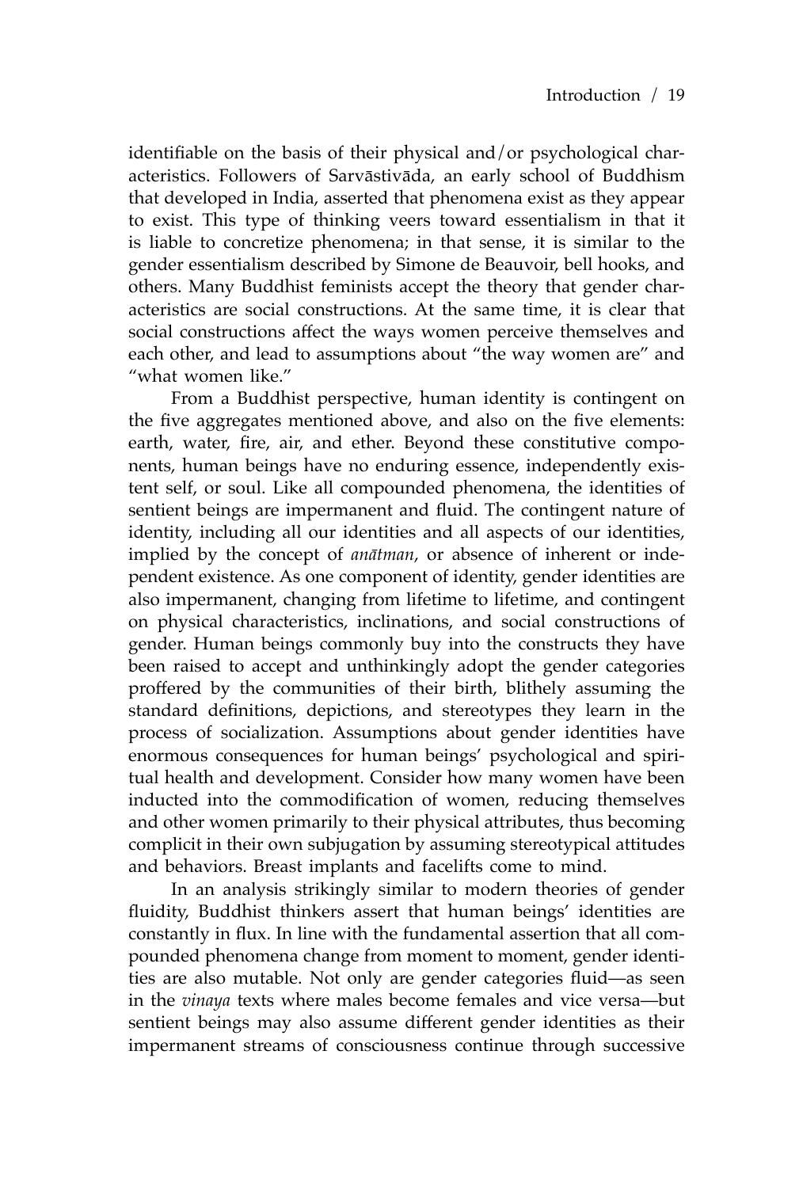identifiable on the basis of their physical and/or psychological characteristics. Followers of Sarvāstivāda, an early school of Buddhism that developed in India, asserted that phenomena exist as they appear to exist. This type of thinking veers toward essentialism in that it is liable to concretize phenomena; in that sense, it is similar to the gender essentialism described by Simone de Beauvoir, bell hooks, and others. Many Buddhist feminists accept the theory that gender characteristics are social constructions. At the same time, it is clear that social constructions affect the ways women perceive themselves and each other, and lead to assumptions about "the way women are" and "what women like."

From a Buddhist perspective, human identity is contingent on the five aggregates mentioned above, and also on the five elements: earth, water, fire, air, and ether. Beyond these constitutive components, human beings have no enduring essence, independently existent self, or soul. Like all compounded phenomena, the identities of sentient beings are impermanent and fluid. The contingent nature of identity, including all our identities and all aspects of our identities, implied by the concept of *anātman*, or absence of inherent or independent existence. As one component of identity, gender identities are also impermanent, changing from lifetime to lifetime, and contingent on physical characteristics, inclinations, and social constructions of gender. Human beings commonly buy into the constructs they have been raised to accept and unthinkingly adopt the gender categories proffered by the communities of their birth, blithely assuming the standard definitions, depictions, and stereotypes they learn in the process of socialization. Assumptions about gender identities have enormous consequences for human beings' psychological and spiritual health and development. Consider how many women have been inducted into the commodification of women, reducing themselves and other women primarily to their physical attributes, thus becoming complicit in their own subjugation by assuming stereotypical attitudes and behaviors. Breast implants and facelifts come to mind.

In an analysis strikingly similar to modern theories of gender fluidity, Buddhist thinkers assert that human beings' identities are constantly in flux. In line with the fundamental assertion that all compounded phenomena change from moment to moment, gender identities are also mutable. Not only are gender categories fluid—as seen in the *vinaya* texts where males become females and vice versa—but sentient beings may also assume different gender identities as their impermanent streams of consciousness continue through successive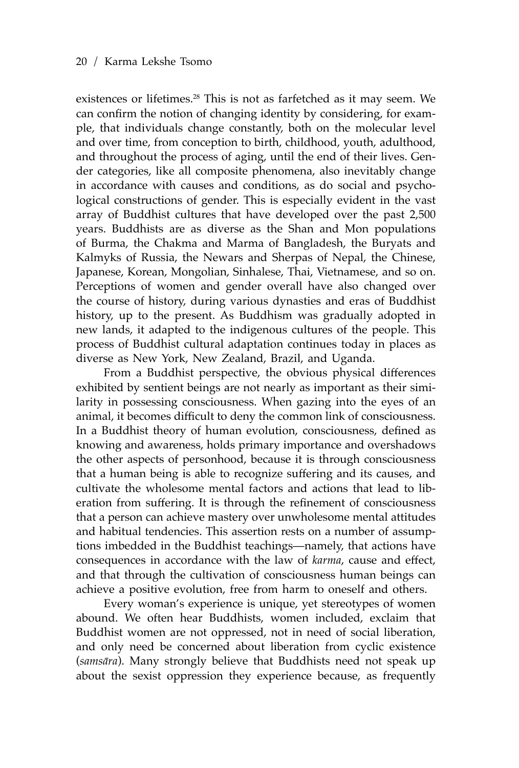existences or lifetimes.[28] This is not as farfetched as it may seem. We can confirm the notion of changing identity by considering, for example, that individuals change constantly, both on the molecular level and over time, from conception to birth, childhood, youth, adulthood, and throughout the process of aging, until the end of their lives. Gender categories, like all composite phenomena, also inevitably change in accordance with causes and conditions, as do social and psychological constructions of gender. This is especially evident in the vast array of Buddhist cultures that have developed over the past 2,500 years. Buddhists are as diverse as the Shan and Mon populations of Burma, the Chakma and Marma of Bangladesh, the Buryats and Kalmyks of Russia, the Newars and Sherpas of Nepal, the Chinese, Japanese, Korean, Mongolian, Sinhalese, Thai, Vietnamese, and so on. Perceptions of women and gender overall have also changed over the course of history, during various dynasties and eras of Buddhist history, up to the present. As Buddhism was gradually adopted in new lands, it adapted to the indigenous cultures of the people. This process of Buddhist cultural adaptation continues today in places as diverse as New York, New Zealand, Brazil, and Uganda.

From a Buddhist perspective, the obvious physical differences exhibited by sentient beings are not nearly as important as their similarity in possessing consciousness. When gazing into the eyes of an animal, it becomes difficult to deny the common link of consciousness. In a Buddhist theory of human evolution, consciousness, defined as knowing and awareness, holds primary importance and overshadows the other aspects of personhood, because it is through consciousness that a human being is able to recognize suffering and its causes, and cultivate the wholesome mental factors and actions that lead to liberation from suffering. It is through the refinement of consciousness that a person can achieve mastery over unwholesome mental attitudes and habitual tendencies. This assertion rests on a number of assumptions imbedded in the Buddhist teachings—namely, that actions have consequences in accordance with the law of *karma*, cause and effect, and that through the cultivation of consciousness human beings can achieve a positive evolution, free from harm to oneself and others.

Every woman's experience is unique, yet stereotypes of women abound. We often hear Buddhists, women included, exclaim that Buddhist women are not oppressed, not in need of social liberation, and only need be concerned about liberation from cyclic existence (*samsāra*). Many strongly believe that Buddhists need not speak up about the sexist oppression they experience because, as frequently